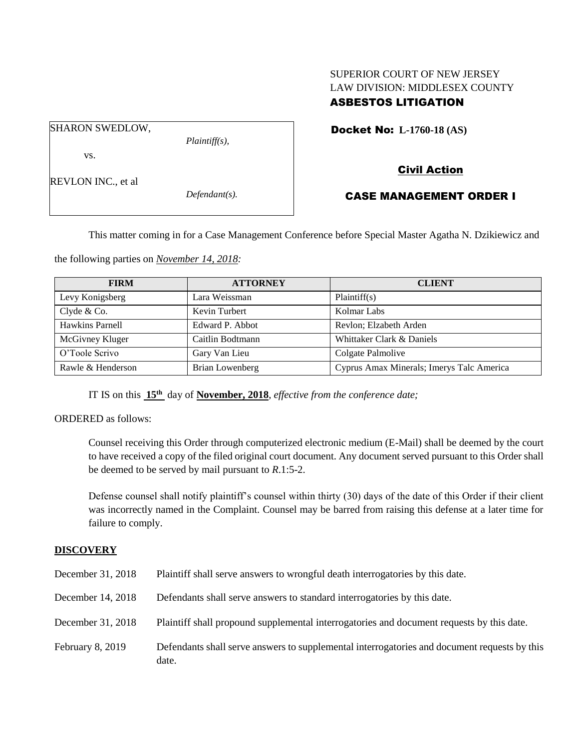SUPERIOR COURT OF NEW JERSEY
LAW DIVISION: MIDDLESEX COUNTY
**ASBESTOS LITIGATION**

| SHARON SWEDLOW, *Plaintiff(s),* vs. REVLON INC., et al *Defendant(s).* |
|---|

**Docket No: L-1760-18 (AS)**

**Civil Action**

**CASE MANAGEMENT ORDER I**

This matter coming in for a Case Management Conference before Special Master Agatha N. Dzikiewicz and the following parties on *November 14, 2018:*

| FIRM | ATTORNEY | CLIENT |
|---|---|---|
| Levy Konigsberg | Lara Weissman | Plaintiff(s) |
| Clyde & Co. | Kevin Turbert | Kolmar Labs |
| Hawkins Parnell | Edward P. Abbot | Revlon; Elzabeth Arden |
| McGivney Kluger | Caitlin Bodtmann | Whittaker Clark & Daniels |
| O'Toole Scrivo | Gary Van Lieu | Colgate Palmolive |
| Rawle & Henderson | Brian Lowenberg | Cyprus Amax Minerals; Imerys Talc America |

IT IS on this **15th** day of **November, 2018**, *effective from the conference date;*

ORDERED as follows:

Counsel receiving this Order through computerized electronic medium (E-Mail) shall be deemed by the court to have received a copy of the filed original court document. Any document served pursuant to this Order shall be deemed to be served by mail pursuant to *R*.1:5-2.

Defense counsel shall notify plaintiff's counsel within thirty (30) days of the date of this Order if their client was incorrectly named in the Complaint. Counsel may be barred from raising this defense at a later time for failure to comply.

## DISCOVERY

| | |
|---|---|
| December 31, 2018 | Plaintiff shall serve answers to wrongful death interrogatories by this date. |
| December 14, 2018 | Defendants shall serve answers to standard interrogatories by this date. |
| December 31, 2018 | Plaintiff shall propound supplemental interrogatories and document requests by this date. |
| February 8, 2019 | Defendants shall serve answers to supplemental interrogatories and document requests by this date. |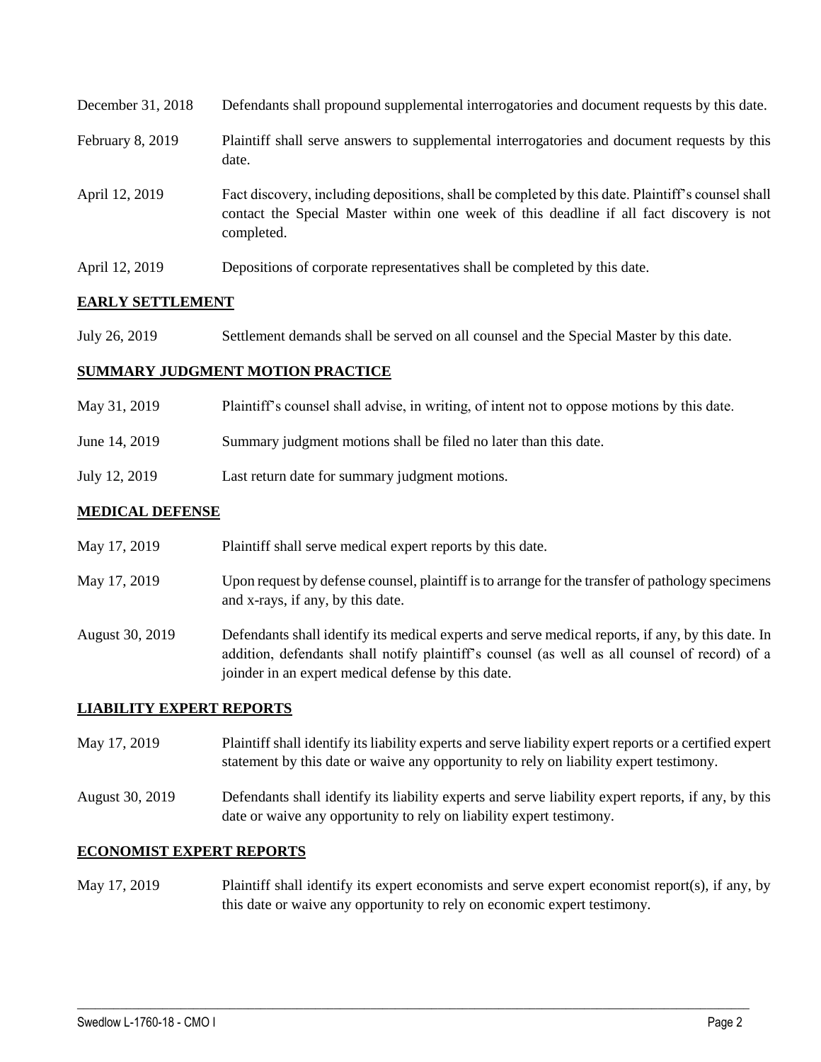| | |
|---|---|
| December 31, 2018 | Defendants shall propound supplemental interrogatories and document requests by this date. |
| February 8, 2019 | Plaintiff shall serve answers to supplemental interrogatories and document requests by this date. |
| April 12, 2019 | Fact discovery, including depositions, shall be completed by this date. Plaintiff's counsel shall contact the Special Master within one week of this deadline if all fact discovery is not completed. |
| April 12, 2019 | Depositions of corporate representatives shall be completed by this date. |

**EARLY SETTLEMENT**

| | |
|---|---|
| July 26, 2019 | Settlement demands shall be served on all counsel and the Special Master by this date. |

**SUMMARY JUDGMENT MOTION PRACTICE**

| | |
|---|---|
| May 31, 2019 | Plaintiff's counsel shall advise, in writing, of intent not to oppose motions by this date. |
| June 14, 2019 | Summary judgment motions shall be filed no later than this date. |
| July 12, 2019 | Last return date for summary judgment motions. |

**MEDICAL DEFENSE**

| | |
|---|---|
| May 17, 2019 | Plaintiff shall serve medical expert reports by this date. |
| May 17, 2019 | Upon request by defense counsel, plaintiff is to arrange for the transfer of pathology specimens and x-rays, if any, by this date. |
| August 30, 2019 | Defendants shall identify its medical experts and serve medical reports, if any, by this date. In addition, defendants shall notify plaintiff's counsel (as well as all counsel of record) of a joinder in an expert medical defense by this date. |

**LIABILITY EXPERT REPORTS**

| | |
|---|---|
| May 17, 2019 | Plaintiff shall identify its liability experts and serve liability expert reports or a certified expert statement by this date or waive any opportunity to rely on liability expert testimony. |
| August 30, 2019 | Defendants shall identify its liability experts and serve liability expert reports, if any, by this date or waive any opportunity to rely on liability expert testimony. |

**ECONOMIST EXPERT REPORTS**

| | |
|---|---|
| May 17, 2019 | Plaintiff shall identify its expert economists and serve expert economist report(s), if any, by this date or waive any opportunity to rely on economic expert testimony. |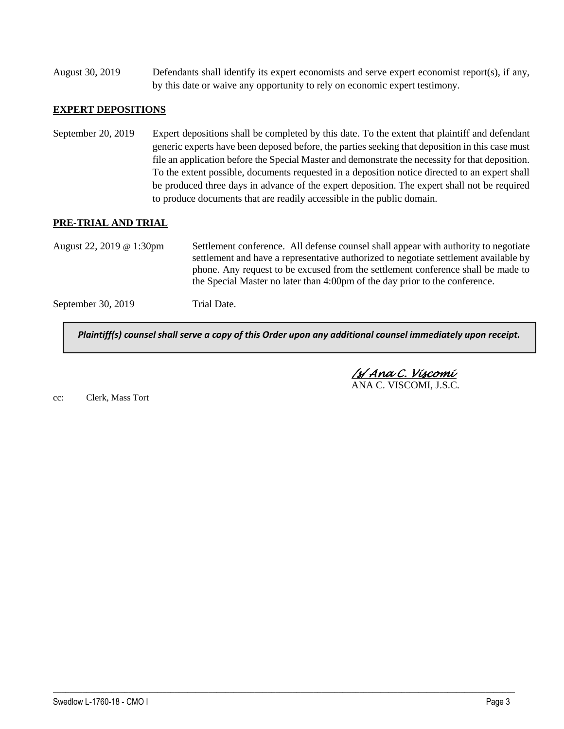August 30, 2019 Defendants shall identify its expert economists and serve expert economist report(s), if any, by this date or waive any opportunity to rely on economic expert testimony.

## EXPERT DEPOSITIONS

September 20, 2019 Expert depositions shall be completed by this date. To the extent that plaintiff and defendant generic experts have been deposed before, the parties seeking that deposition in this case must file an application before the Special Master and demonstrate the necessity for that deposition. To the extent possible, documents requested in a deposition notice directed to an expert shall be produced three days in advance of the expert deposition. The expert shall not be required to produce documents that are readily accessible in the public domain.

## PRE-TRIAL AND TRIAL

August 22, 2019 @ 1:30pm Settlement conference. All defense counsel shall appear with authority to negotiate settlement and have a representative authorized to negotiate settlement available by phone. Any request to be excused from the settlement conference shall be made to the Special Master no later than 4:00pm of the day prior to the conference.

September 30, 2019 Trial Date.

***Plaintiff(s) counsel shall serve a copy of this Order upon any additional counsel immediately upon receipt.***

*/s/ Ana C. Viscomi*
ANA C. VISCOMI, J.S.C.

cc: Clerk, Mass Tort

Swedlow L-1760-18 - CMO I